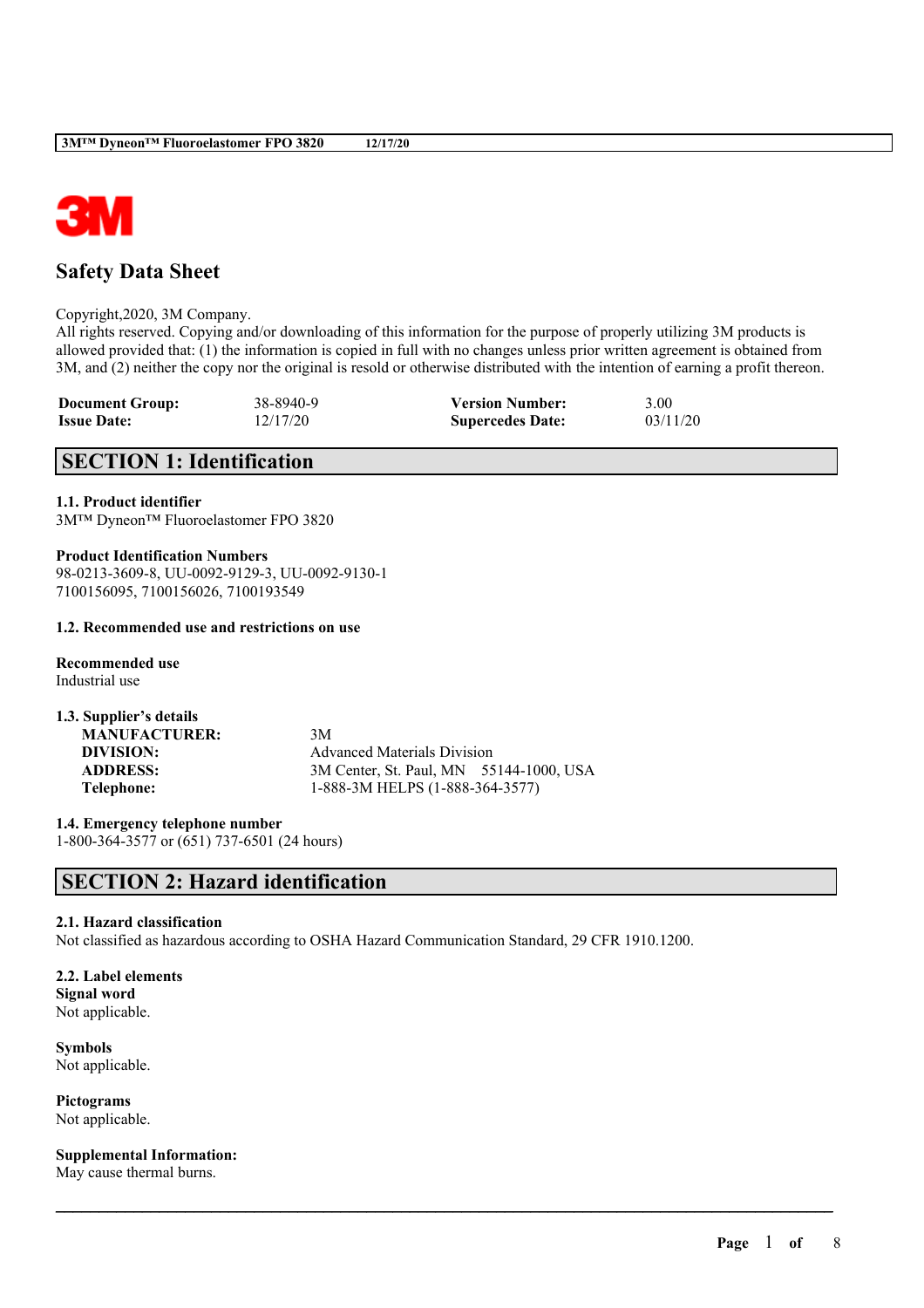# Safety Data Sheet

Copyright,2020, 3M Company.
All rights reserved. Copying and/or downloading of this information for the purpose of properly utilizing 3M products is allowed provided that: (1) the information is copied in full with no changes unless prior written agreement is obtained from 3M, and (2) neither the copy nor the original is resold or otherwise distributed with the intention of earning a profit thereon.

| | | | |
|---|---|---|---|
| **Document Group:** | 38-8940-9 | **Version Number:** | 3.00 |
| **Issue Date:** | 12/17/20 | **Supercedes Date:** | 03/11/20 |

## SECTION 1: Identification

**1.1. Product identifier**
3M™ Dyneon™ Fluoroelastomer FPO 3820

**Product Identification Numbers**
98-0213-3609-8, UU-0092-9129-3, UU-0092-9130-1
7100156095, 7100156026, 7100193549

**1.2. Recommended use and restrictions on use**

**Recommended use**
Industrial use

**1.3. Supplier's details**

| | |
|---|---|
| **MANUFACTURER:** | 3M |
| **DIVISION:** | Advanced Materials Division |
| **ADDRESS:** | 3M Center, St. Paul, MN 55144-1000, USA |
| **Telephone:** | 1-888-3M HELPS (1-888-364-3577) |

**1.4. Emergency telephone number**
1-800-364-3577 or (651) 737-6501 (24 hours)

## SECTION 2: Hazard identification

**2.1. Hazard classification**
Not classified as hazardous according to OSHA Hazard Communication Standard, 29 CFR 1910.1200.

**2.2. Label elements**
**Signal word**
Not applicable.

**Symbols**
Not applicable.

**Pictograms**
Not applicable.

**Supplemental Information:**
May cause thermal burns.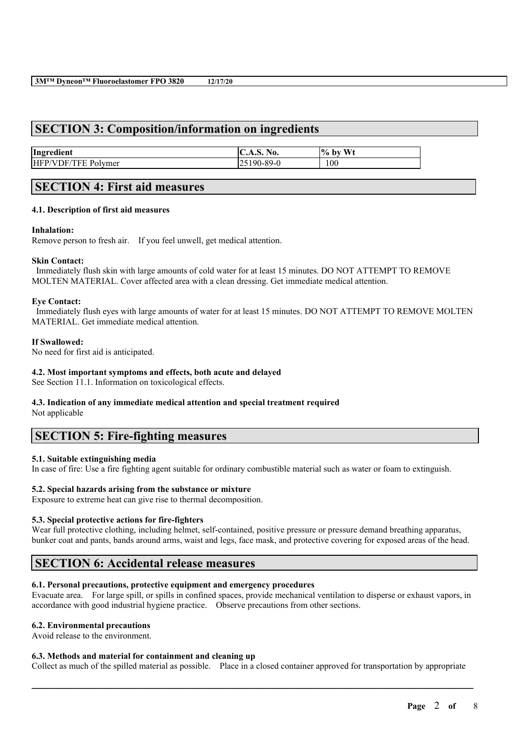## SECTION 3: Composition/information on ingredients

| Ingredient | C.A.S. No. | % by Wt |
|---|---|---|
| HFP/VDF/TFE Polymer | 25190-89-0 | 100 |

## SECTION 4: First aid measures

### 4.1. Description of first aid measures

**Inhalation:**
Remove person to fresh air. If you feel unwell, get medical attention.

**Skin Contact:**
Immediately flush skin with large amounts of cold water for at least 15 minutes. DO NOT ATTEMPT TO REMOVE MOLTEN MATERIAL. Cover affected area with a clean dressing. Get immediate medical attention.

**Eye Contact:**
Immediately flush eyes with large amounts of water for at least 15 minutes. DO NOT ATTEMPT TO REMOVE MOLTEN MATERIAL. Get immediate medical attention.

**If Swallowed:**
No need for first aid is anticipated.

### 4.2. Most important symptoms and effects, both acute and delayed

See Section 11.1. Information on toxicological effects.

### 4.3. Indication of any immediate medical attention and special treatment required

Not applicable

## SECTION 5: Fire-fighting measures

### 5.1. Suitable extinguishing media

In case of fire: Use a fire fighting agent suitable for ordinary combustible material such as water or foam to extinguish.

### 5.2. Special hazards arising from the substance or mixture

Exposure to extreme heat can give rise to thermal decomposition.

### 5.3. Special protective actions for fire-fighters

Wear full protective clothing, including helmet, self-contained, positive pressure or pressure demand breathing apparatus, bunker coat and pants, bands around arms, waist and legs, face mask, and protective covering for exposed areas of the head.

## SECTION 6: Accidental release measures

### 6.1. Personal precautions, protective equipment and emergency procedures

Evacuate area. For large spill, or spills in confined spaces, provide mechanical ventilation to disperse or exhaust vapors, in accordance with good industrial hygiene practice. Observe precautions from other sections.

### 6.2. Environmental precautions

Avoid release to the environment.

### 6.3. Methods and material for containment and cleaning up

Collect as much of the spilled material as possible. Place in a closed container approved for transportation by appropriate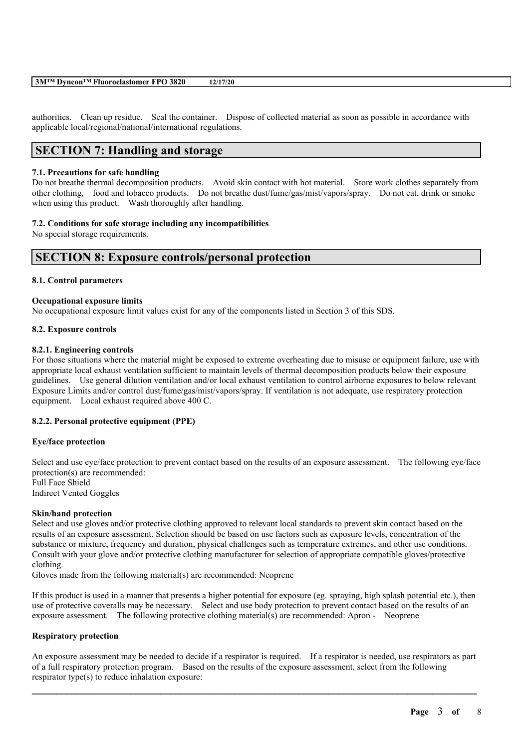authorities. Clean up residue. Seal the container. Dispose of collected material as soon as possible in accordance with applicable local/regional/national/international regulations.

## SECTION 7: Handling and storage

### 7.1. Precautions for safe handling

Do not breathe thermal decomposition products. Avoid skin contact with hot material. Store work clothes separately from other clothing, food and tobacco products. Do not breathe dust/fume/gas/mist/vapors/spray. Do not eat, drink or smoke when using this product. Wash thoroughly after handling.

### 7.2. Conditions for safe storage including any incompatibilities

No special storage requirements.

## SECTION 8: Exposure controls/personal protection

### 8.1. Control parameters

**Occupational exposure limits**

No occupational exposure limit values exist for any of the components listed in Section 3 of this SDS.

### 8.2. Exposure controls

#### 8.2.1. Engineering controls

For those situations where the material might be exposed to extreme overheating due to misuse or equipment failure, use with appropriate local exhaust ventilation sufficient to maintain levels of thermal decomposition products below their exposure guidelines. Use general dilution ventilation and/or local exhaust ventilation to control airborne exposures to below relevant Exposure Limits and/or control dust/fume/gas/mist/vapors/spray. If ventilation is not adequate, use respiratory protection equipment. Local exhaust required above 400 C.

#### 8.2.2. Personal protective equipment (PPE)

**Eye/face protection**

Select and use eye/face protection to prevent contact based on the results of an exposure assessment. The following eye/face protection(s) are recommended:
Full Face Shield
Indirect Vented Goggles

**Skin/hand protection**

Select and use gloves and/or protective clothing approved to relevant local standards to prevent skin contact based on the results of an exposure assessment. Selection should be based on use factors such as exposure levels, concentration of the substance or mixture, frequency and duration, physical challenges such as temperature extremes, and other use conditions. Consult with your glove and/or protective clothing manufacturer for selection of appropriate compatible gloves/protective clothing.
Gloves made from the following material(s) are recommended: Neoprene

If this product is used in a manner that presents a higher potential for exposure (eg. spraying, high splash potential etc.), then use of protective coveralls may be necessary. Select and use body protection to prevent contact based on the results of an exposure assessment. The following protective clothing material(s) are recommended: Apron - Neoprene

**Respiratory protection**

An exposure assessment may be needed to decide if a respirator is required. If a respirator is needed, use respirators as part of a full respiratory protection program. Based on the results of the exposure assessment, select from the following respirator type(s) to reduce inhalation exposure: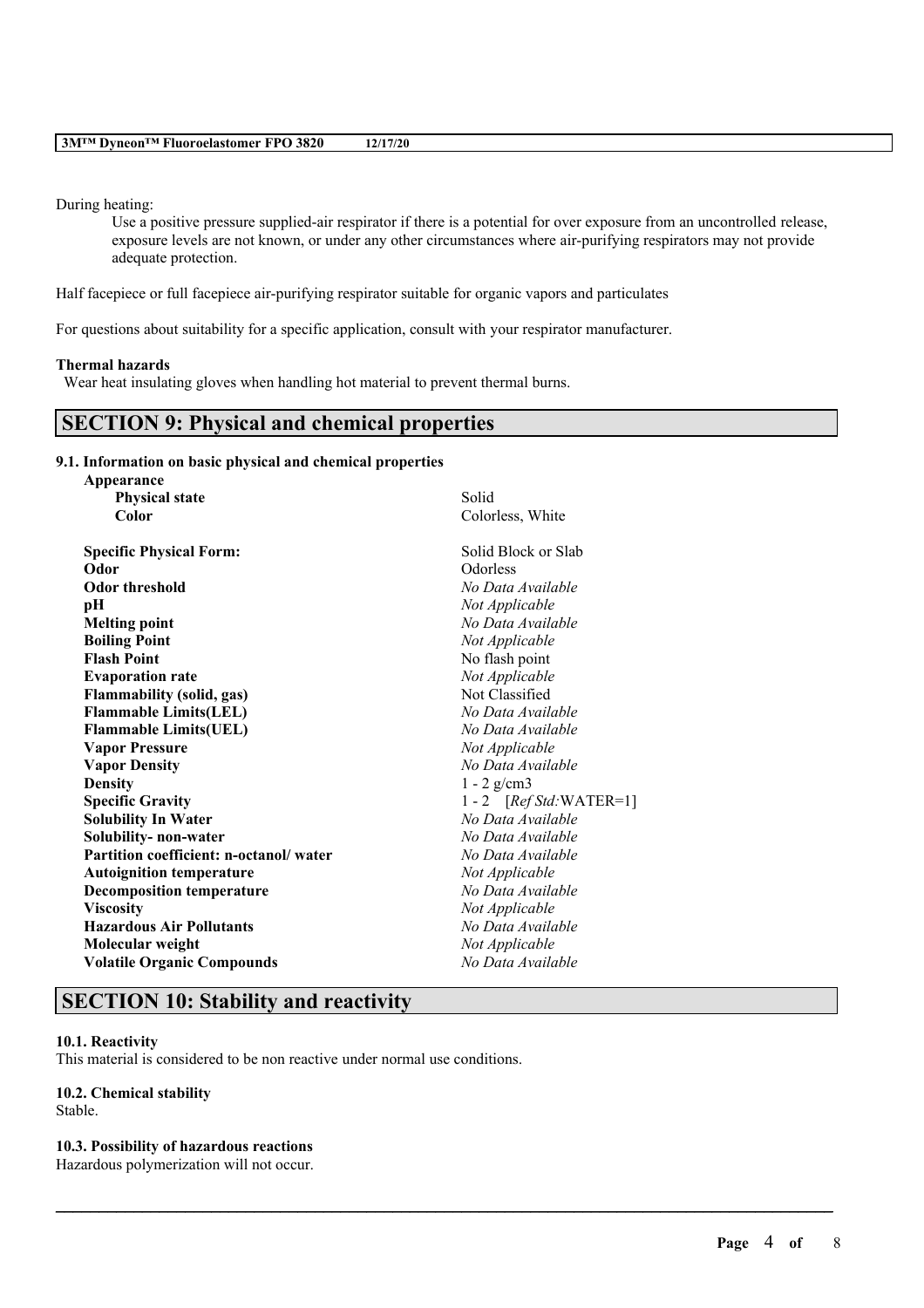During heating:

Use a positive pressure supplied-air respirator if there is a potential for over exposure from an uncontrolled release, exposure levels are not known, or under any other circumstances where air-purifying respirators may not provide adequate protection.

Half facepiece or full facepiece air-purifying respirator suitable for organic vapors and particulates

For questions about suitability for a specific application, consult with your respirator manufacturer.

**Thermal hazards**

Wear heat insulating gloves when handling hot material to prevent thermal burns.

## SECTION 9: Physical and chemical properties

### 9.1. Information on basic physical and chemical properties

| Property | Value |
|---|---|
| **Appearance** | |
| **Physical state** | Solid |
| **Color** | Colorless, White |
| **Specific Physical Form:** | Solid Block or Slab |
| **Odor** | Odorless |
| **Odor threshold** | *No Data Available* |
| **pH** | *Not Applicable* |
| **Melting point** | *No Data Available* |
| **Boiling Point** | *Not Applicable* |
| **Flash Point** | No flash point |
| **Evaporation rate** | *Not Applicable* |
| **Flammability (solid, gas)** | Not Classified |
| **Flammable Limits(LEL)** | *No Data Available* |
| **Flammable Limits(UEL)** | *No Data Available* |
| **Vapor Pressure** | *Not Applicable* |
| **Vapor Density** | *No Data Available* |
| **Density** | 1 - 2 g/cm3 |
| **Specific Gravity** | 1 - 2 [*Ref Std:*WATER=1] |
| **Solubility In Water** | *No Data Available* |
| **Solubility- non-water** | *No Data Available* |
| **Partition coefficient: n-octanol/ water** | *No Data Available* |
| **Autoignition temperature** | *Not Applicable* |
| **Decomposition temperature** | *No Data Available* |
| **Viscosity** | *Not Applicable* |
| **Hazardous Air Pollutants** | *No Data Available* |
| **Molecular weight** | *Not Applicable* |
| **Volatile Organic Compounds** | *No Data Available* |

## SECTION 10: Stability and reactivity

### 10.1. Reactivity

This material is considered to be non reactive under normal use conditions.

### 10.2. Chemical stability

Stable.

### 10.3. Possibility of hazardous reactions

Hazardous polymerization will not occur.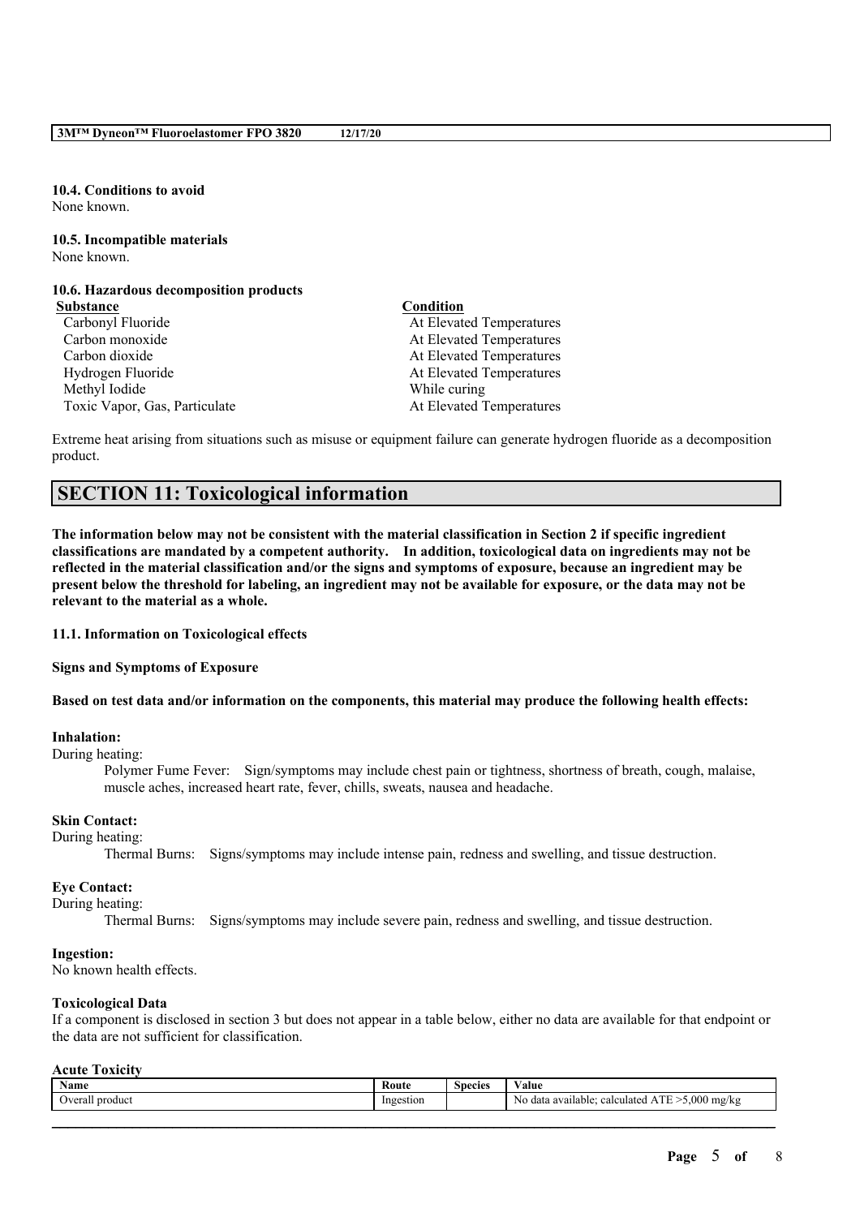**10.4. Conditions to avoid**
None known.

**10.5. Incompatible materials**
None known.

**10.6. Hazardous decomposition products**

| Substance | Condition |
|---|---|
| Carbonyl Fluoride | At Elevated Temperatures |
| Carbon monoxide | At Elevated Temperatures |
| Carbon dioxide | At Elevated Temperatures |
| Hydrogen Fluoride | At Elevated Temperatures |
| Methyl Iodide | While curing |
| Toxic Vapor, Gas, Particulate | At Elevated Temperatures |

Extreme heat arising from situations such as misuse or equipment failure can generate hydrogen fluoride as a decomposition product.

## SECTION 11: Toxicological information

**The information below may not be consistent with the material classification in Section 2 if specific ingredient classifications are mandated by a competent authority. In addition, toxicological data on ingredients may not be reflected in the material classification and/or the signs and symptoms of exposure, because an ingredient may be present below the threshold for labeling, an ingredient may not be available for exposure, or the data may not be relevant to the material as a whole.**

**11.1. Information on Toxicological effects**

**Signs and Symptoms of Exposure**

**Based on test data and/or information on the components, this material may produce the following health effects:**

**Inhalation:**
During heating:

Polymer Fume Fever: Sign/symptoms may include chest pain or tightness, shortness of breath, cough, malaise, muscle aches, increased heart rate, fever, chills, sweats, nausea and headache.

**Skin Contact:**
During heating:

Thermal Burns: Signs/symptoms may include intense pain, redness and swelling, and tissue destruction.

**Eye Contact:**
During heating:

Thermal Burns: Signs/symptoms may include severe pain, redness and swelling, and tissue destruction.

**Ingestion:**
No known health effects.

**Toxicological Data**
If a component is disclosed in section 3 but does not appear in a table below, either no data are available for that endpoint or the data are not sufficient for classification.

**Acute Toxicity**

| Name | Route | Species | Value |
|---|---|---|---|
| Overall product | Ingestion | | No data available; calculated ATE >5,000 mg/kg |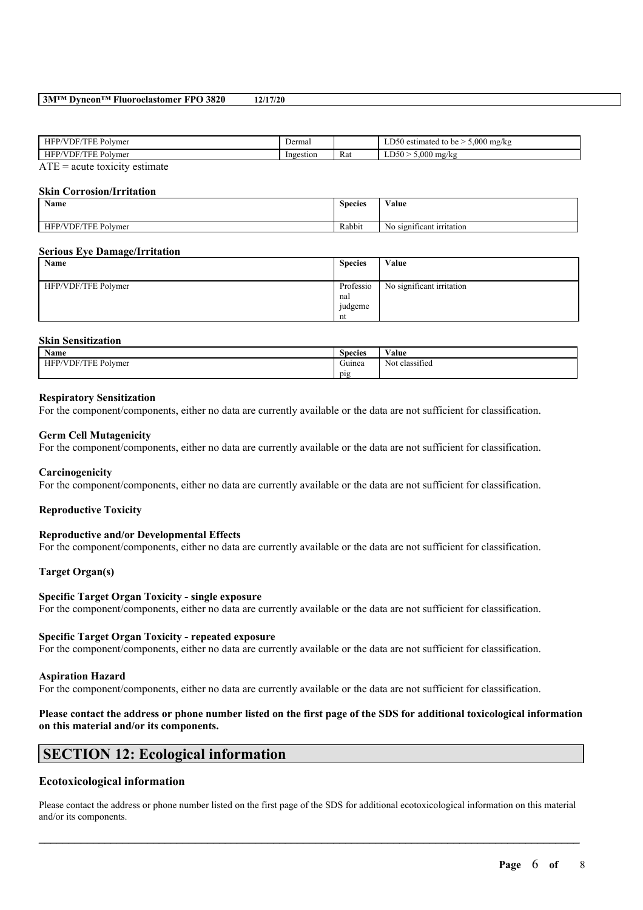| HFP/VDF/TFE Polymer | Dermal | | LD50 estimated to be > 5,000 mg/kg |
|---|---|---|---|
| HFP/VDF/TFE Polymer | Ingestion | Rat | LD50 > 5,000 mg/kg |

ATE = acute toxicity estimate

**Skin Corrosion/Irritation**

| Name | Species | Value |
|---|---|---|
| HFP/VDF/TFE Polymer | Rabbit | No significant irritation |

**Serious Eye Damage/Irritation**

| Name | Species | Value |
|---|---|---|
| HFP/VDF/TFE Polymer | Professional judgement | No significant irritation |

**Skin Sensitization**

| Name | Species | Value |
|---|---|---|
| HFP/VDF/TFE Polymer | Guinea pig | Not classified |

**Respiratory Sensitization**

For the component/components, either no data are currently available or the data are not sufficient for classification.

**Germ Cell Mutagenicity**

For the component/components, either no data are currently available or the data are not sufficient for classification.

**Carcinogenicity**

For the component/components, either no data are currently available or the data are not sufficient for classification.

**Reproductive Toxicity**

**Reproductive and/or Developmental Effects**

For the component/components, either no data are currently available or the data are not sufficient for classification.

**Target Organ(s)**

**Specific Target Organ Toxicity - single exposure**

For the component/components, either no data are currently available or the data are not sufficient for classification.

**Specific Target Organ Toxicity - repeated exposure**

For the component/components, either no data are currently available or the data are not sufficient for classification.

**Aspiration Hazard**

For the component/components, either no data are currently available or the data are not sufficient for classification.

**Please contact the address or phone number listed on the first page of the SDS for additional toxicological information on this material and/or its components.**

## SECTION 12: Ecological information

### Ecotoxicological information

Please contact the address or phone number listed on the first page of the SDS for additional ecotoxicological information on this material and/or its components.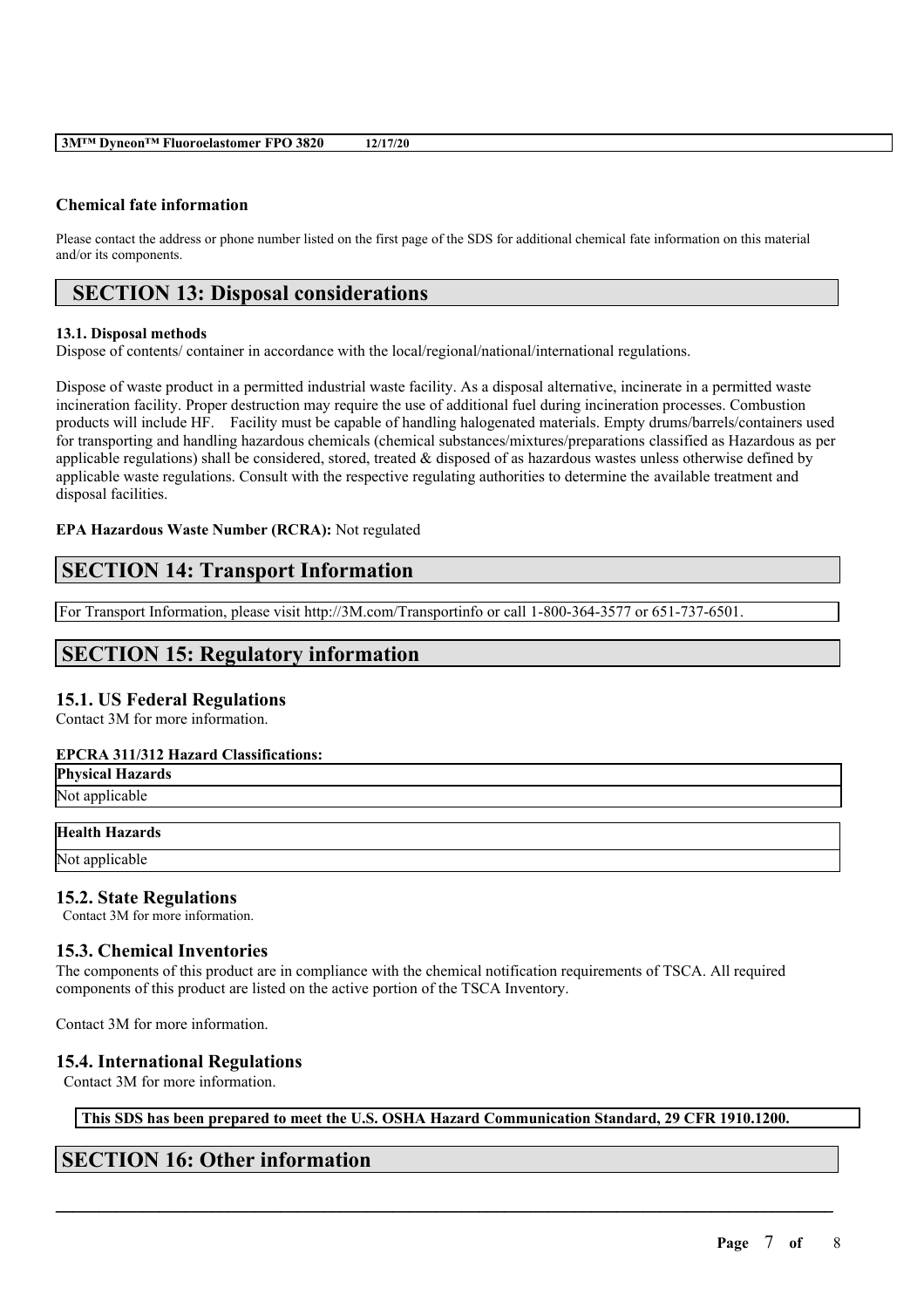**Chemical fate information**

Please contact the address or phone number listed on the first page of the SDS for additional chemical fate information on this material and/or its components.

## SECTION 13: Disposal considerations

**13.1. Disposal methods**

Dispose of contents/ container in accordance with the local/regional/national/international regulations.

Dispose of waste product in a permitted industrial waste facility. As a disposal alternative, incinerate in a permitted waste incineration facility. Proper destruction may require the use of additional fuel during incineration processes. Combustion products will include HF. Facility must be capable of handling halogenated materials. Empty drums/barrels/containers used for transporting and handling hazardous chemicals (chemical substances/mixtures/preparations classified as Hazardous as per applicable regulations) shall be considered, stored, treated & disposed of as hazardous wastes unless otherwise defined by applicable waste regulations. Consult with the respective regulating authorities to determine the available treatment and disposal facilities.

**EPA Hazardous Waste Number (RCRA):** Not regulated

## SECTION 14: Transport Information

For Transport Information, please visit http://3M.com/Transportinfo or call 1-800-364-3577 or 651-737-6501.

## SECTION 15: Regulatory information

### 15.1. US Federal Regulations

Contact 3M for more information.

**EPCRA 311/312 Hazard Classifications:**

| Physical Hazards |
| --- |
| Not applicable |

| Health Hazards |
| --- |
| Not applicable |

### 15.2. State Regulations

Contact 3M for more information.

### 15.3. Chemical Inventories

The components of this product are in compliance with the chemical notification requirements of TSCA. All required components of this product are listed on the active portion of the TSCA Inventory.

Contact 3M for more information.

### 15.4. International Regulations

Contact 3M for more information.

**This SDS has been prepared to meet the U.S. OSHA Hazard Communication Standard, 29 CFR 1910.1200.**

## SECTION 16: Other information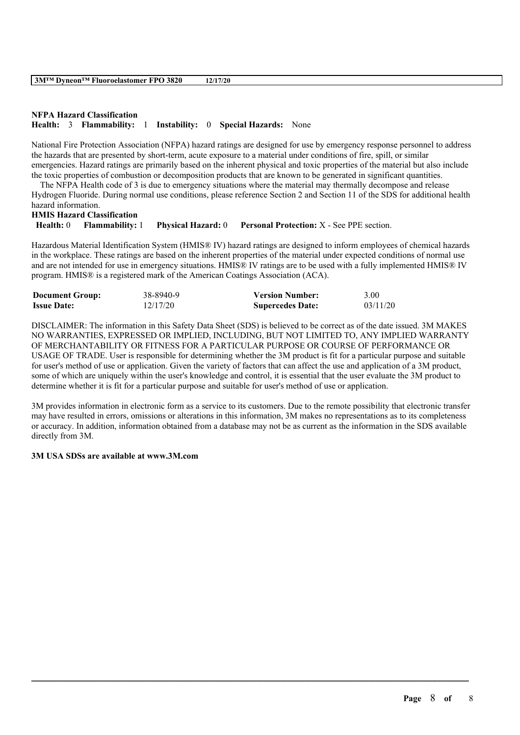**NFPA Hazard Classification**
**Health:** 3 **Flammability:** 1 **Instability:** 0 **Special Hazards:** None

National Fire Protection Association (NFPA) hazard ratings are designed for use by emergency response personnel to address the hazards that are presented by short-term, acute exposure to a material under conditions of fire, spill, or similar emergencies. Hazard ratings are primarily based on the inherent physical and toxic properties of the material but also include the toxic properties of combustion or decomposition products that are known to be generated in significant quantities.

The NFPA Health code of 3 is due to emergency situations where the material may thermally decompose and release Hydrogen Fluoride. During normal use conditions, please reference Section 2 and Section 11 of the SDS for additional health hazard information.

**HMIS Hazard Classification**
**Health:** 0 **Flammability:** 1 **Physical Hazard:** 0 **Personal Protection:** X - See PPE section.

Hazardous Material Identification System (HMIS® IV) hazard ratings are designed to inform employees of chemical hazards in the workplace. These ratings are based on the inherent properties of the material under expected conditions of normal use and are not intended for use in emergency situations. HMIS® IV ratings are to be used with a fully implemented HMIS® IV program. HMIS® is a registered mark of the American Coatings Association (ACA).

| | | | |
|---|---|---|---|
| **Document Group:** | 38-8940-9 | **Version Number:** | 3.00 |
| **Issue Date:** | 12/17/20 | **Supercedes Date:** | 03/11/20 |

DISCLAIMER: The information in this Safety Data Sheet (SDS) is believed to be correct as of the date issued. 3M MAKES NO WARRANTIES, EXPRESSED OR IMPLIED, INCLUDING, BUT NOT LIMITED TO, ANY IMPLIED WARRANTY OF MERCHANTABILITY OR FITNESS FOR A PARTICULAR PURPOSE OR COURSE OF PERFORMANCE OR USAGE OF TRADE. User is responsible for determining whether the 3M product is fit for a particular purpose and suitable for user's method of use or application. Given the variety of factors that can affect the use and application of a 3M product, some of which are uniquely within the user's knowledge and control, it is essential that the user evaluate the 3M product to determine whether it is fit for a particular purpose and suitable for user's method of use or application.

3M provides information in electronic form as a service to its customers. Due to the remote possibility that electronic transfer may have resulted in errors, omissions or alterations in this information, 3M makes no representations as to its completeness or accuracy. In addition, information obtained from a database may not be as current as the information in the SDS available directly from 3M.

**3M USA SDSs are available at www.3M.com**